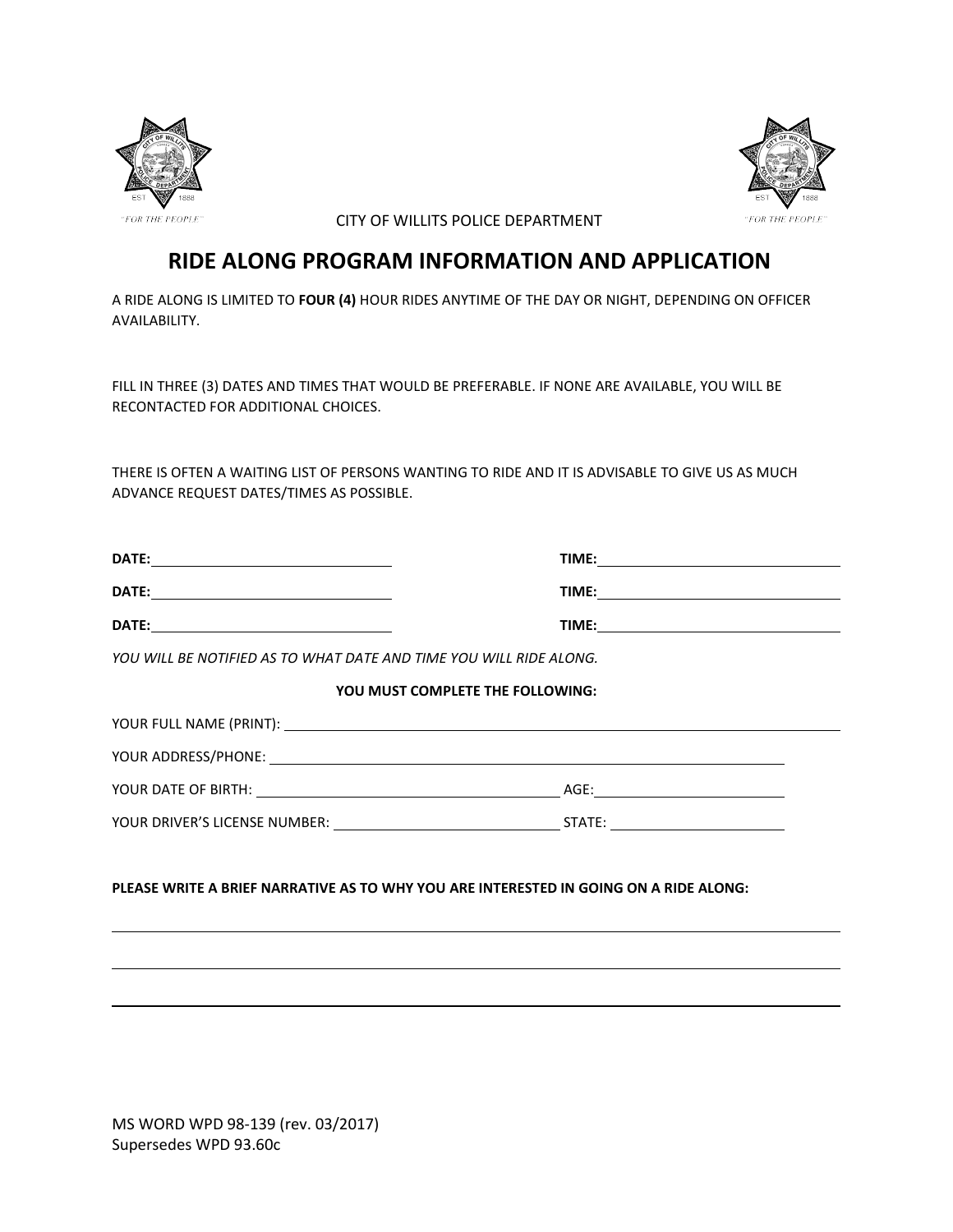CITY OF WILLITS POLICE DEPARTMENT

# RIDE ALONG PROGRAM INFORMATION AND APPLICATION

A RIDE ALONG IS LIMITED TO **FOUR (4)** HOUR RIDES ANYTIME OF THE DAY OR NIGHT, DEPENDING ON OFFICER AVAILABILITY.

FILL IN THREE (3) DATES AND TIMES THAT WOULD BE PREFERABLE. IF NONE ARE AVAILABLE, YOU WILL BE RECONTACTED FOR ADDITIONAL CHOICES.

THERE IS OFTEN A WAITING LIST OF PERSONS WANTING TO RIDE AND IT IS ADVISABLE TO GIVE US AS MUCH ADVANCE REQUEST DATES/TIMES AS POSSIBLE.

**DATE:** ______________________________ **TIME:** ______________________________

**DATE:** ______________________________ **TIME:** ______________________________

**DATE:** ______________________________ **TIME:** ______________________________

*YOU WILL BE NOTIFIED AS TO WHAT DATE AND TIME YOU WILL RIDE ALONG.*

**YOU MUST COMPLETE THE FOLLOWING:**

YOUR FULL NAME (PRINT): ______________________________

YOUR ADDRESS/PHONE: ______________________________

YOUR DATE OF BIRTH: ______________________________ AGE: ______________

YOUR DRIVER'S LICENSE NUMBER: ______________________________ STATE: ______________

**PLEASE WRITE A BRIEF NARRATIVE AS TO WHY YOU ARE INTERESTED IN GOING ON A RIDE ALONG:**

______________________________________________________________________

______________________________________________________________________

______________________________________________________________________

MS WORD WPD 98-139 (rev. 03/2017)
Supersedes WPD 93.60c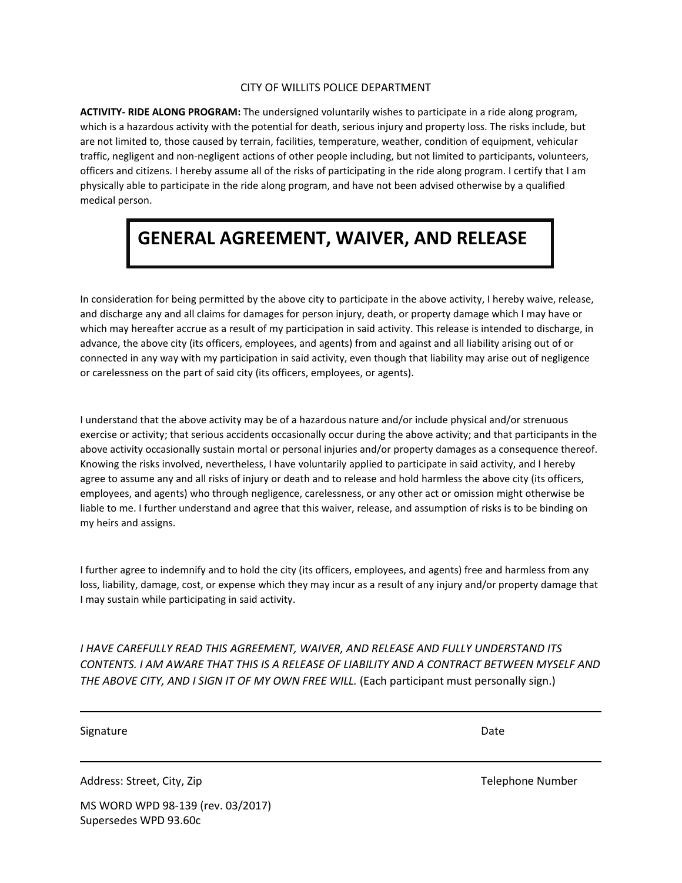CITY OF WILLITS POLICE DEPARTMENT

**ACTIVITY- RIDE ALONG PROGRAM:** The undersigned voluntarily wishes to participate in a ride along program, which is a hazardous activity with the potential for death, serious injury and property loss. The risks include, but are not limited to, those caused by terrain, facilities, temperature, weather, condition of equipment, vehicular traffic, negligent and non-negligent actions of other people including, but not limited to participants, volunteers, officers and citizens. I hereby assume all of the risks of participating in the ride along program. I certify that I am physically able to participate in the ride along program, and have not been advised otherwise by a qualified medical person.

# GENERAL AGREEMENT, WAIVER, AND RELEASE

In consideration for being permitted by the above city to participate in the above activity, I hereby waive, release, and discharge any and all claims for damages for person injury, death, or property damage which I may have or which may hereafter accrue as a result of my participation in said activity. This release is intended to discharge, in advance, the above city (its officers, employees, and agents) from and against and all liability arising out of or connected in any way with my participation in said activity, even though that liability may arise out of negligence or carelessness on the part of said city (its officers, employees, or agents).

I understand that the above activity may be of a hazardous nature and/or include physical and/or strenuous exercise or activity; that serious accidents occasionally occur during the above activity; and that participants in the above activity occasionally sustain mortal or personal injuries and/or property damages as a consequence thereof. Knowing the risks involved, nevertheless, I have voluntarily applied to participate in said activity, and I hereby agree to assume any and all risks of injury or death and to release and hold harmless the above city (its officers, employees, and agents) who through negligence, carelessness, or any other act or omission might otherwise be liable to me. I further understand and agree that this waiver, release, and assumption of risks is to be binding on my heirs and assigns.

I further agree to indemnify and to hold the city (its officers, employees, and agents) free and harmless from any loss, liability, damage, cost, or expense which they may incur as a result of any injury and/or property damage that I may sustain while participating in said activity.

*I HAVE CAREFULLY READ THIS AGREEMENT, WAIVER, AND RELEASE AND FULLY UNDERSTAND ITS CONTENTS. I AM AWARE THAT THIS IS A RELEASE OF LIABILITY AND A CONTRACT BETWEEN MYSELF AND THE ABOVE CITY, AND I SIGN IT OF MY OWN FREE WILL.* (Each participant must personally sign.)

_______________________________________________________________

Signature Date

_______________________________________________________________

Address: Street, City, Zip Telephone Number

MS WORD WPD 98-139 (rev. 03/2017)
Supersedes WPD 93.60c